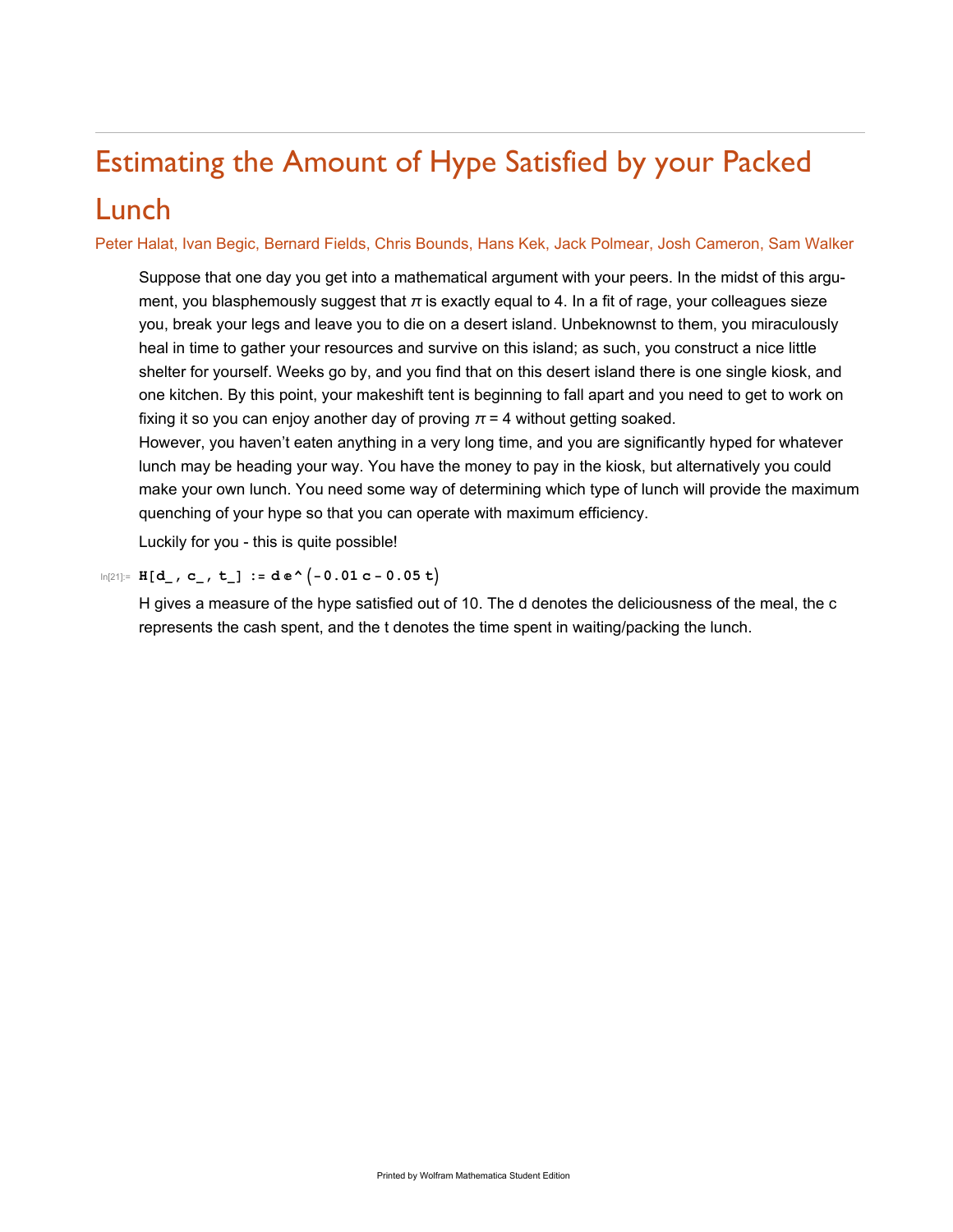# Estimating the Amount of Hype Satisfied by your Packed Lunch

Peter Halat, Ivan Begic, Bernard Fields, Chris Bounds, Hans Kek, Jack Polmear, Josh Cameron, Sam Walker

Suppose that one day you get into a mathematical argument with your peers. In the midst of this argument, you blasphemously suggest that $\pi$ is exactly equal to 4. In a fit of rage, your colleagues sieze you, break your legs and leave you to die on a desert island. Unbeknownst to them, you miraculously heal in time to gather your resources and survive on this island; as such, you construct a nice little shelter for yourself. Weeks go by, and you find that on this desert island there is one single kiosk, and one kitchen. By this point, your makeshift tent is beginning to fall apart and you need to get to work on fixing it so you can enjoy another day of proving $\pi = 4$ without getting soaked.

However, you haven't eaten anything in a very long time, and you are significantly hyped for whatever lunch may be heading your way. You have the money to pay in the kiosk, but alternatively you could make your own lunch. You need some way of determining which type of lunch will provide the maximum quenching of your hype so that you can operate with maximum efficiency.

Luckily for you - this is quite possible!

```
In[21]:= H[d_, c_, t_] := d ⅇ^(-0.01 c - 0.05 t)
```

H gives a measure of the hype satisfied out of 10. The d denotes the deliciousness of the meal, the c represents the cash spent, and the t denotes the time spent in waiting/packing the lunch.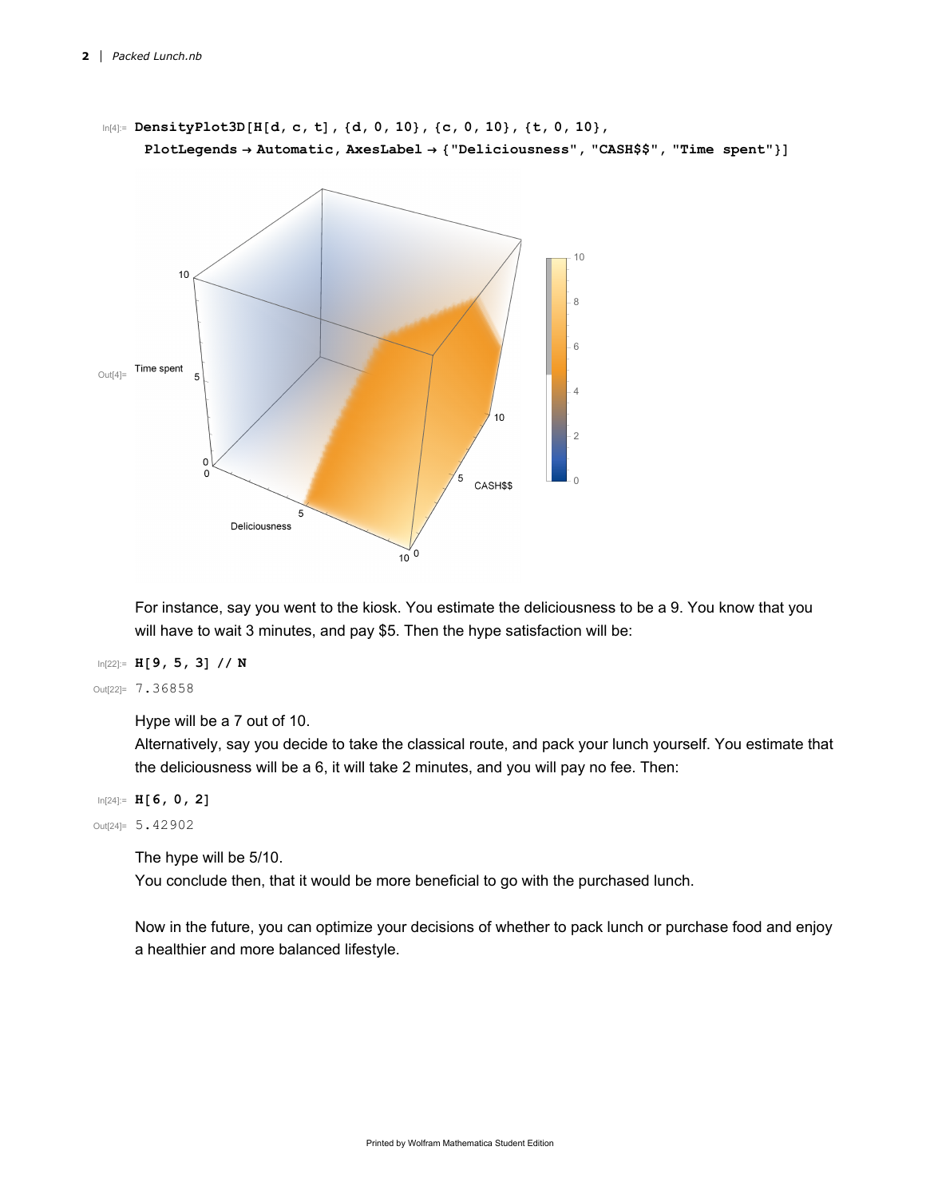```
In[4]:= DensityPlot3D[H[d, c, t], {d, 0, 10}, {c, 0, 10}, {t, 0, 10},
         PlotLegends → Automatic, AxesLabel → {"Deliciousness", "CASH$$", "Time spent"}]
```

Out[4]=

Time spent
10
5
0
0
5
Deliciousness
10
0
5
10
CASH$$

10
8
6
4
2
0

For instance, say you went to the kiosk. You estimate the deliciousness to be a 9. You know that you will have to wait 3 minutes, and pay $5. Then the hype satisfaction will be:

```
In[22]:= H[9, 5, 3] // N
Out[22]= 7.36858
```

Hype will be a 7 out of 10.

Alternatively, say you decide to take the classical route, and pack your lunch yourself. You estimate that the deliciousness will be a 6, it will take 2 minutes, and you will pay no fee. Then:

```
In[24]:= H[6, 0, 2]
Out[24]= 5.42902
```

The hype will be 5/10.

You conclude then, that it would be more beneficial to go with the purchased lunch.

Now in the future, you can optimize your decisions of whether to pack lunch or purchase food and enjoy a healthier and more balanced lifestyle.